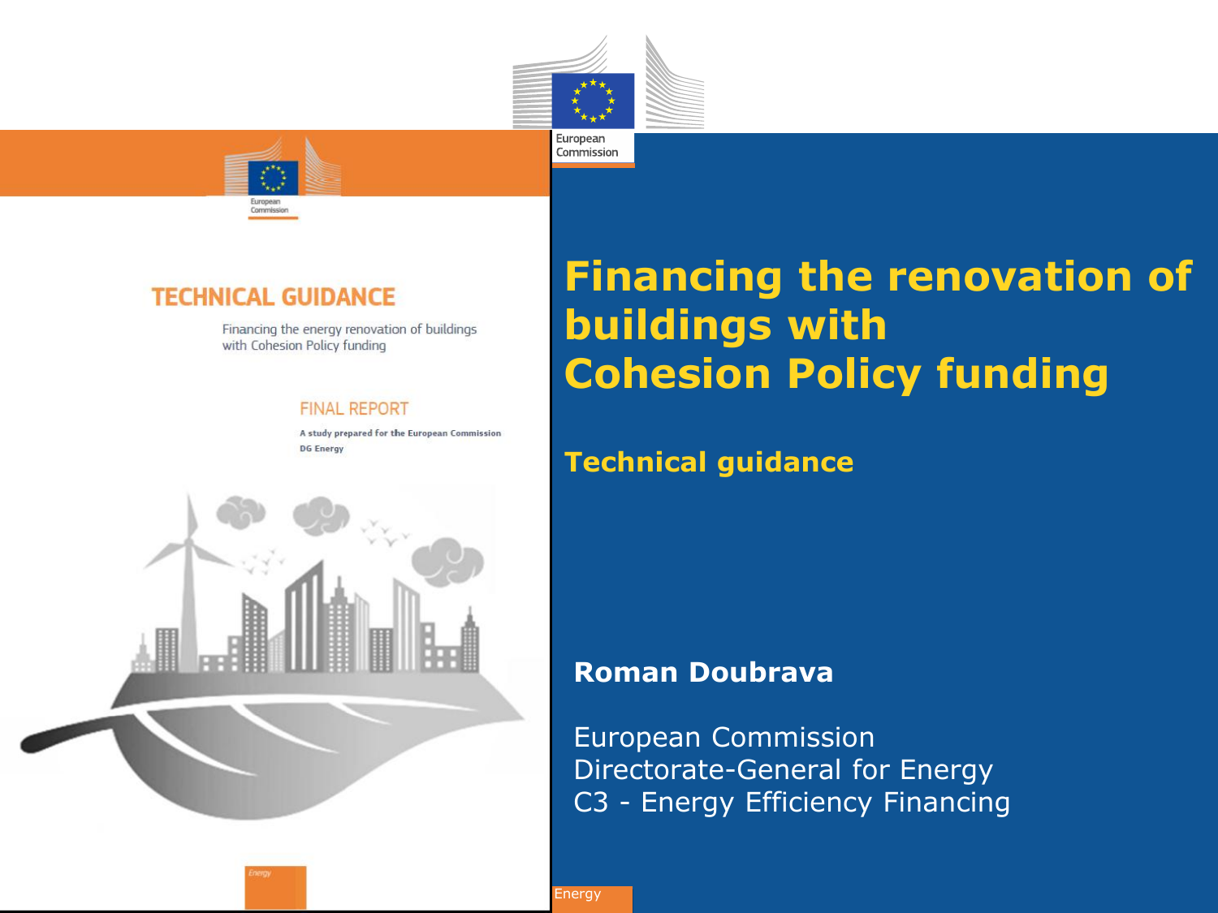# Financing the renovation of buildings with Cohesion Policy funding

## Technical guidance

**Roman Doubrava**

European Commission
Directorate-General for Energy
C3 - Energy Efficiency Financing

TECHNICAL GUIDANCE

Financing the energy renovation of buildings with Cohesion Policy funding

FINAL REPORT

A study prepared for the European Commission DG Energy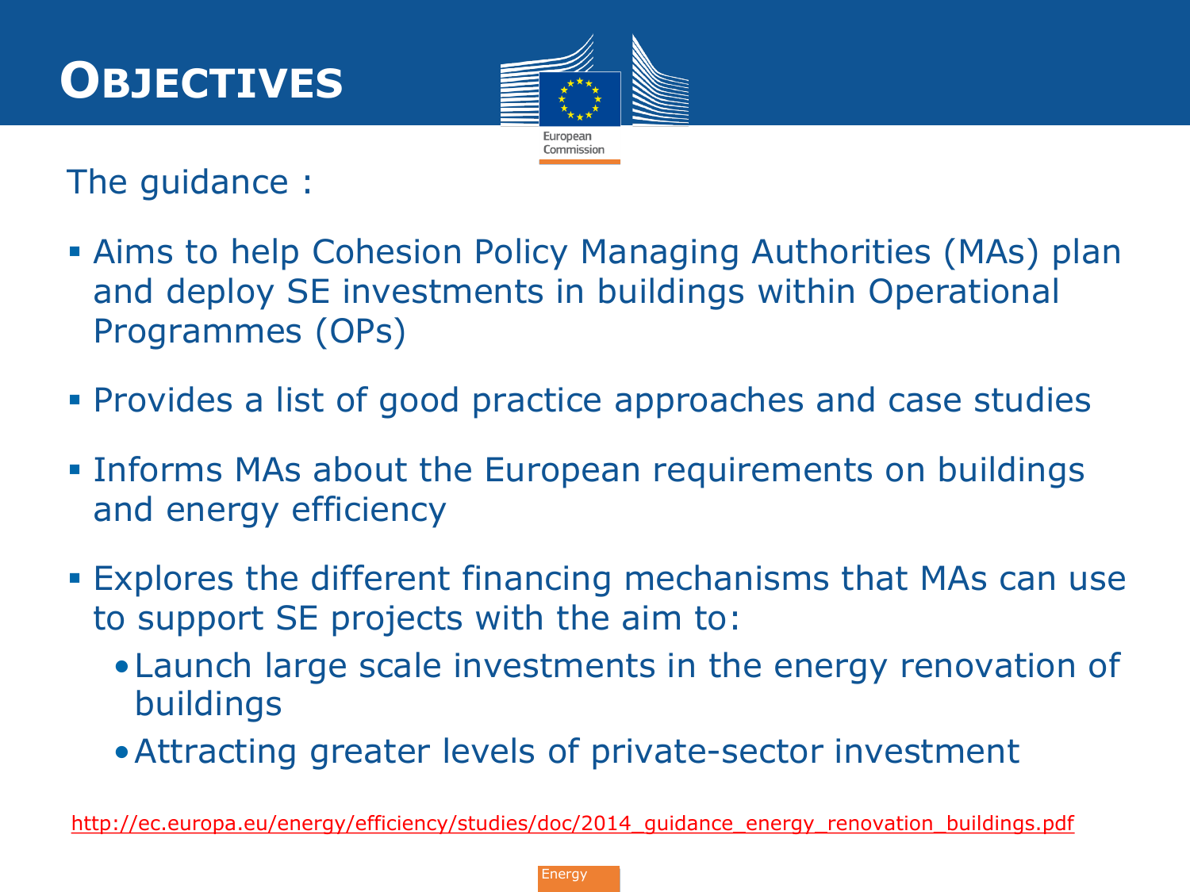# Objectives

The guidance :

- Aims to help Cohesion Policy Managing Authorities (MAs) plan and deploy SE investments in buildings within Operational Programmes (OPs)
- Provides a list of good practice approaches and case studies
- Informs MAs about the European requirements on buildings and energy efficiency
- Explores the different financing mechanisms that MAs can use to support SE projects with the aim to:
  - Launch large scale investments in the energy renovation of buildings
  - Attracting greater levels of private-sector investment

http://ec.europa.eu/energy/efficiency/studies/doc/2014_guidance_energy_renovation_buildings.pdf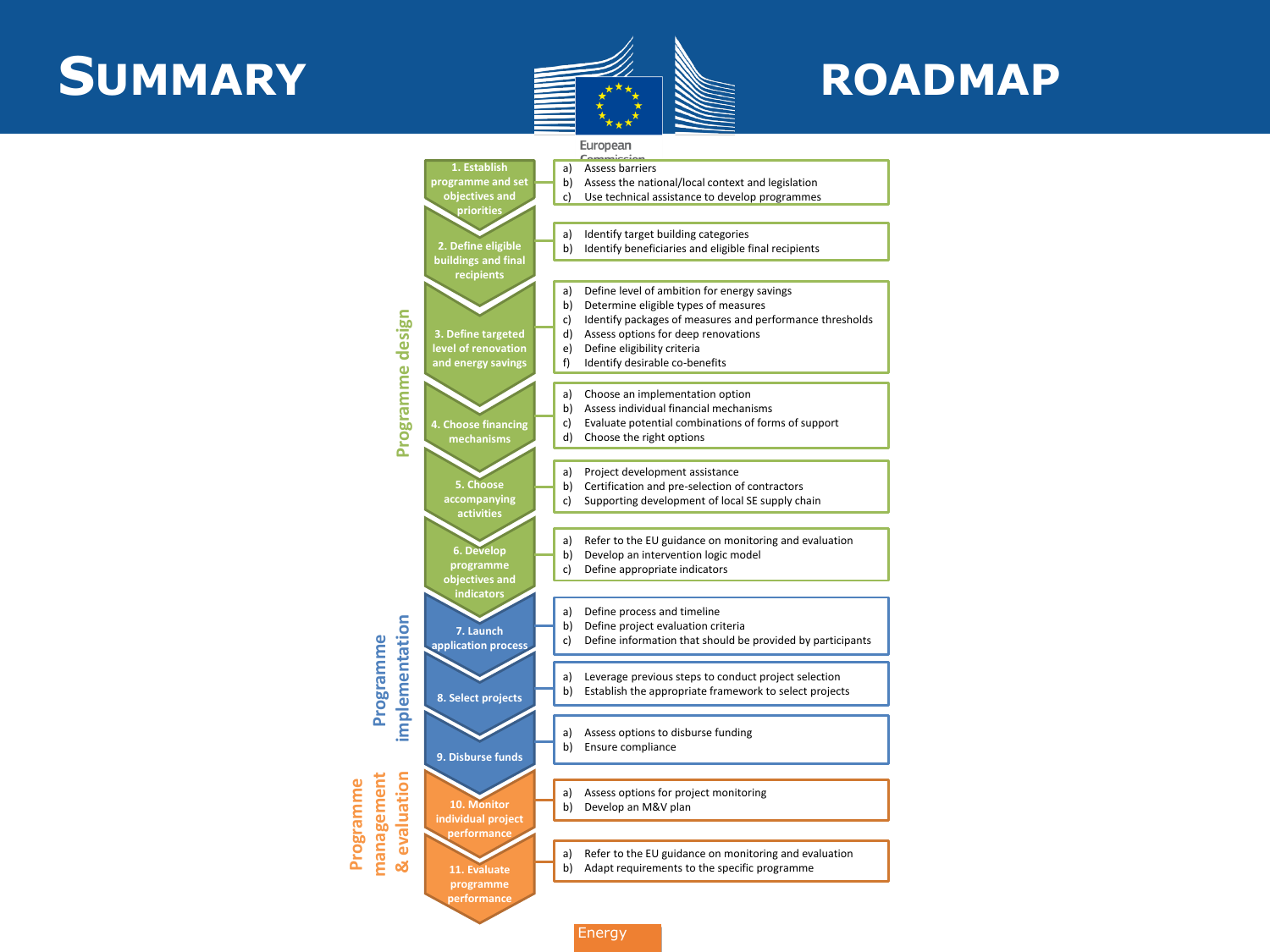# SUMMARY ROADMAP

## Programme design

**1. Establish programme and set objectives and priorities**
- a) Assess barriers
- b) Assess the national/local context and legislation
- c) Use technical assistance to develop programmes

**2. Define eligible buildings and final recipients**
- a) Identify target building categories
- b) Identify beneficiaries and eligible final recipients

**3. Define targeted level of renovation and energy savings**
- a) Define level of ambition for energy savings
- b) Determine eligible types of measures
- c) Identify packages of measures and performance thresholds
- d) Assess options for deep renovations
- e) Define eligibility criteria
- f) Identify desirable co-benefits

**4. Choose financing mechanisms**
- a) Choose an implementation option
- b) Assess individual financial mechanisms
- c) Evaluate potential combinations of forms of support
- d) Choose the right options

**5. Choose accompanying activities**
- a) Project development assistance
- b) Certification and pre-selection of contractors
- c) Supporting development of local SE supply chain

**6. Develop programme objectives and indicators**
- a) Refer to the EU guidance on monitoring and evaluation
- b) Develop an intervention logic model
- c) Define appropriate indicators

## Programme implementation

**7. Launch application process**
- a) Define process and timeline
- b) Define project evaluation criteria
- c) Define information that should be provided by participants

**8. Select projects**
- a) Leverage previous steps to conduct project selection
- b) Establish the appropriate framework to select projects

**9. Disburse funds**
- a) Assess options to disburse funding
- b) Ensure compliance

## Programme management & evaluation

**10. Monitor individual project performance**
- a) Assess options for project monitoring
- b) Develop an M&V plan

**11. Evaluate programme performance**
- a) Refer to the EU guidance on monitoring and evaluation
- b) Adapt requirements to the specific programme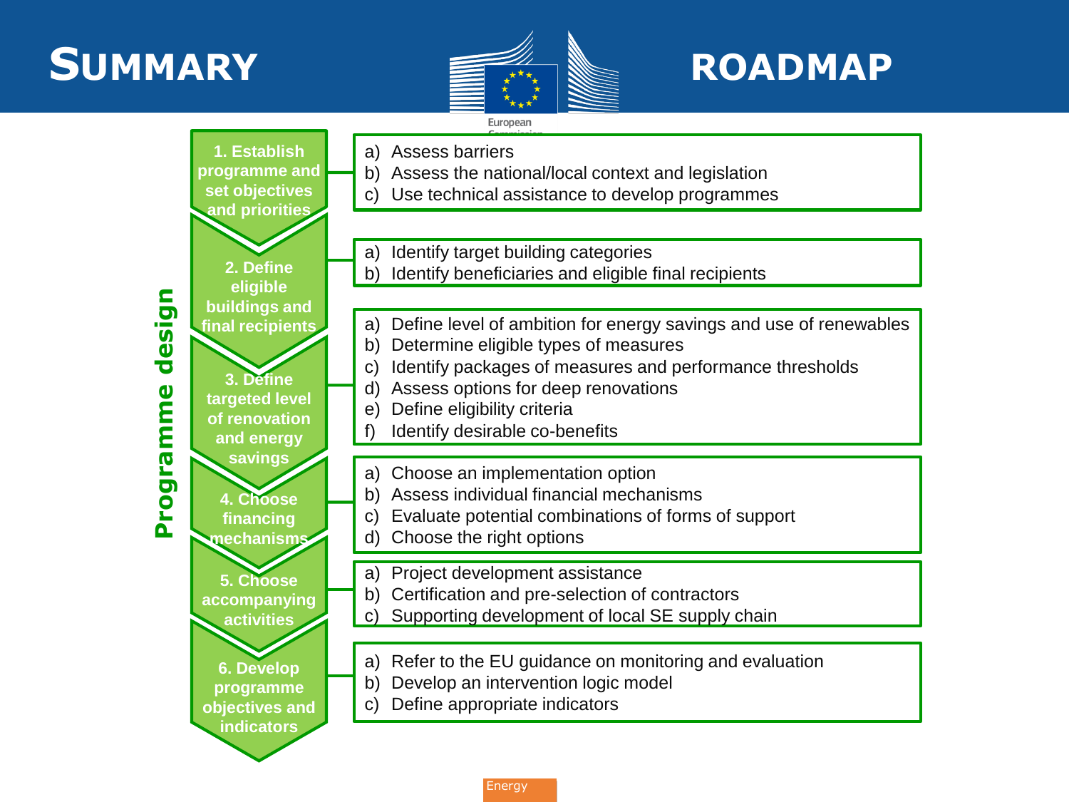# SUMMARY ROADMAP

**Programme design**

**1. Establish programme and set objectives and priorities**

a) Assess barriers
b) Assess the national/local context and legislation
c) Use technical assistance to develop programmes

**2. Define eligible buildings and final recipients**

a) Identify target building categories
b) Identify beneficiaries and eligible final recipients

**3. Define targeted level of renovation and energy savings**

a) Define level of ambition for energy savings and use of renewables
b) Determine eligible types of measures
c) Identify packages of measures and performance thresholds
d) Assess options for deep renovations
e) Define eligibility criteria
f) Identify desirable co-benefits

**4. Choose financing mechanisms**

a) Choose an implementation option
b) Assess individual financial mechanisms
c) Evaluate potential combinations of forms of support
d) Choose the right options

**5. Choose accompanying activities**

a) Project development assistance
b) Certification and pre-selection of contractors
c) Supporting development of local SE supply chain

**6. Develop programme objectives and indicators**

a) Refer to the EU guidance on monitoring and evaluation
b) Develop an intervention logic model
c) Define appropriate indicators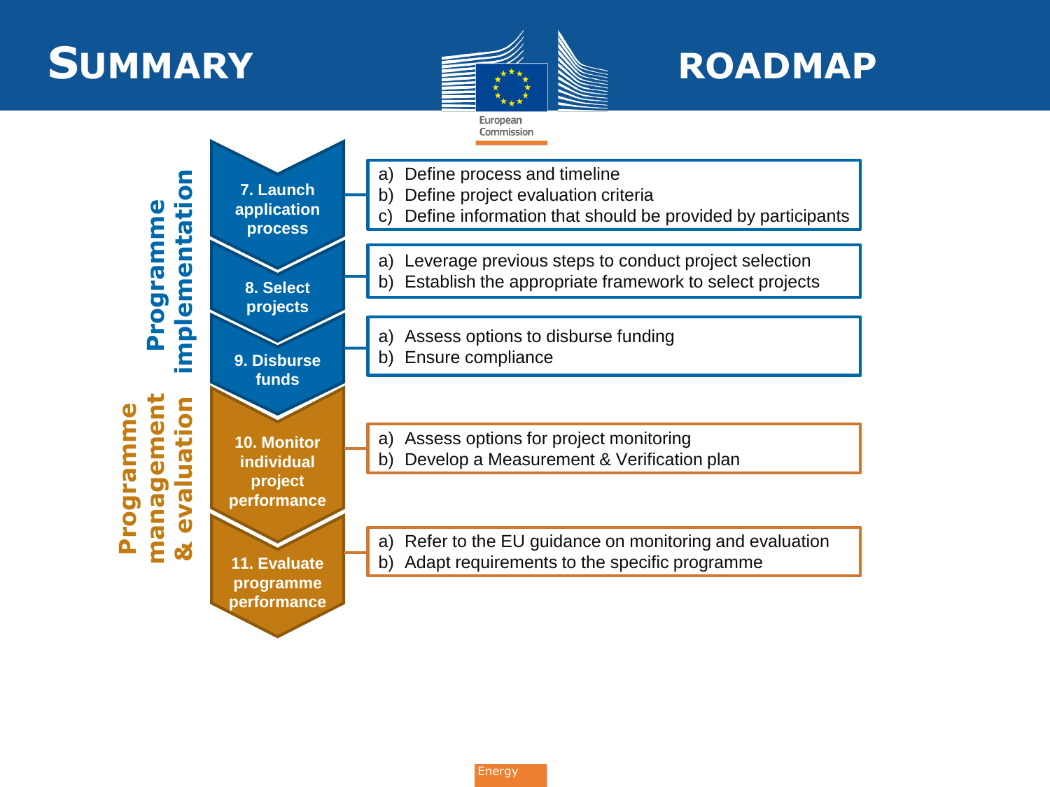# SUMMARY ROADMAP

## Programme implementation

**7. Launch application process**

a) Define process and timeline
b) Define project evaluation criteria
c) Define information that should be provided by participants

**8. Select projects**

a) Leverage previous steps to conduct project selection
b) Establish the appropriate framework to select projects

**9. Disburse funds**

a) Assess options to disburse funding
b) Ensure compliance

## Programme management & evaluation

**10. Monitor individual project performance**

a) Assess options for project monitoring
b) Develop a Measurement & Verification plan

**11. Evaluate programme performance**

a) Refer to the EU guidance on monitoring and evaluation
b) Adapt requirements to the specific programme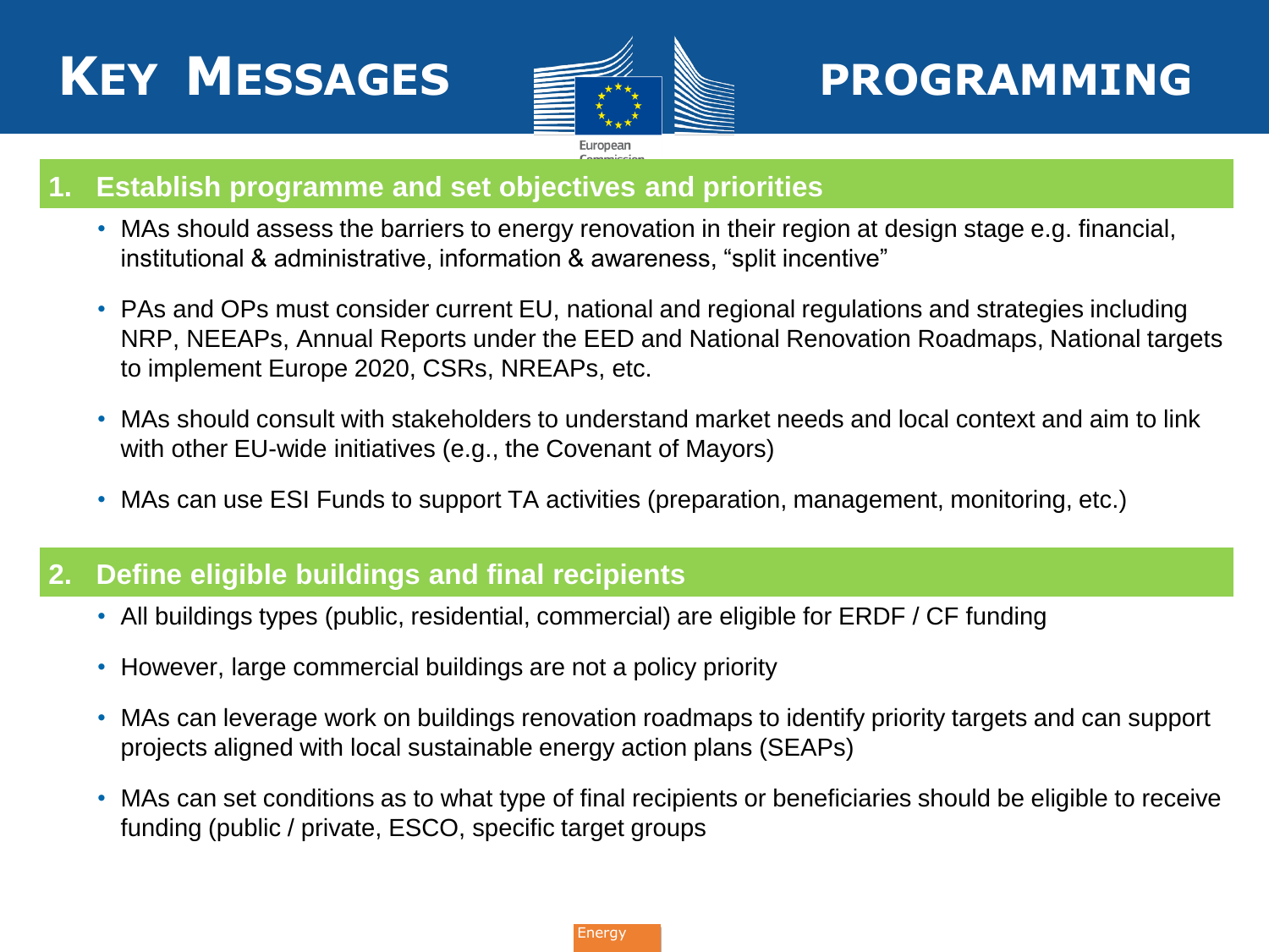# KEY MESSAGES — PROGRAMMING

## 1. Establish programme and set objectives and priorities

- MAs should assess the barriers to energy renovation in their region at design stage e.g. financial, institutional & administrative, information & awareness, “split incentive”
- PAs and OPs must consider current EU, national and regional regulations and strategies including NRP, NEEAPs, Annual Reports under the EED and National Renovation Roadmaps, National targets to implement Europe 2020, CSRs, NREAPs, etc.
- MAs should consult with stakeholders to understand market needs and local context and aim to link with other EU-wide initiatives (e.g., the Covenant of Mayors)
- MAs can use ESI Funds to support TA activities (preparation, management, monitoring, etc.)

## 2. Define eligible buildings and final recipients

- All buildings types (public, residential, commercial) are eligible for ERDF / CF funding
- However, large commercial buildings are not a policy priority
- MAs can leverage work on buildings renovation roadmaps to identify priority targets and can support projects aligned with local sustainable energy action plans (SEAPs)
- MAs can set conditions as to what type of final recipients or beneficiaries should be eligible to receive funding (public / private, ESCO, specific target groups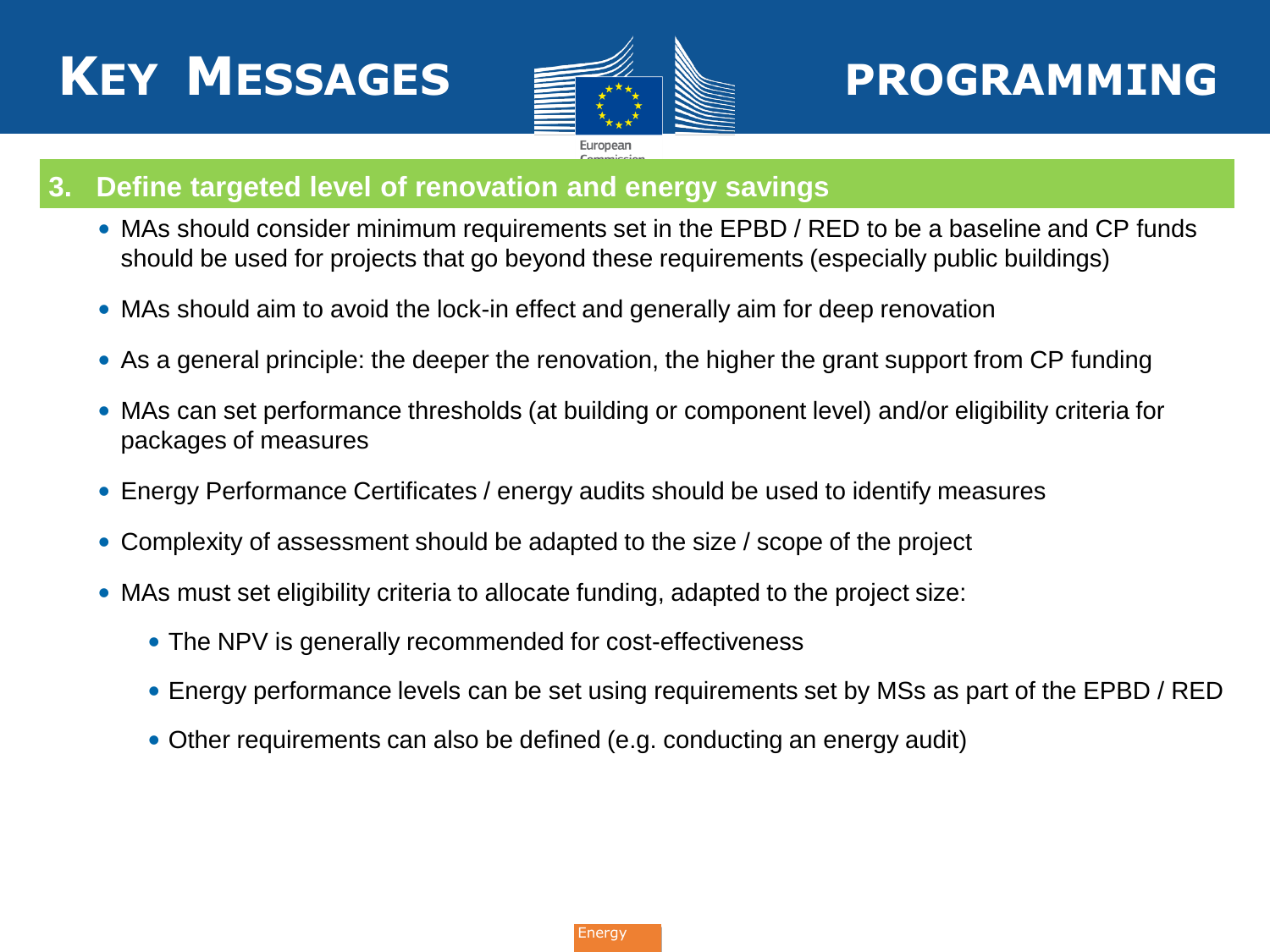# KEY MESSAGES — PROGRAMMING

## 3. Define targeted level of renovation and energy savings

- MAs should consider minimum requirements set in the EPBD / RED to be a baseline and CP funds should be used for projects that go beyond these requirements (especially public buildings)
- MAs should aim to avoid the lock-in effect and generally aim for deep renovation
- As a general principle: the deeper the renovation, the higher the grant support from CP funding
- MAs can set performance thresholds (at building or component level) and/or eligibility criteria for packages of measures
- Energy Performance Certificates / energy audits should be used to identify measures
- Complexity of assessment should be adapted to the size / scope of the project
- MAs must set eligibility criteria to allocate funding, adapted to the project size:
  - The NPV is generally recommended for cost-effectiveness
  - Energy performance levels can be set using requirements set by MSs as part of the EPBD / RED
  - Other requirements can also be defined (e.g. conducting an energy audit)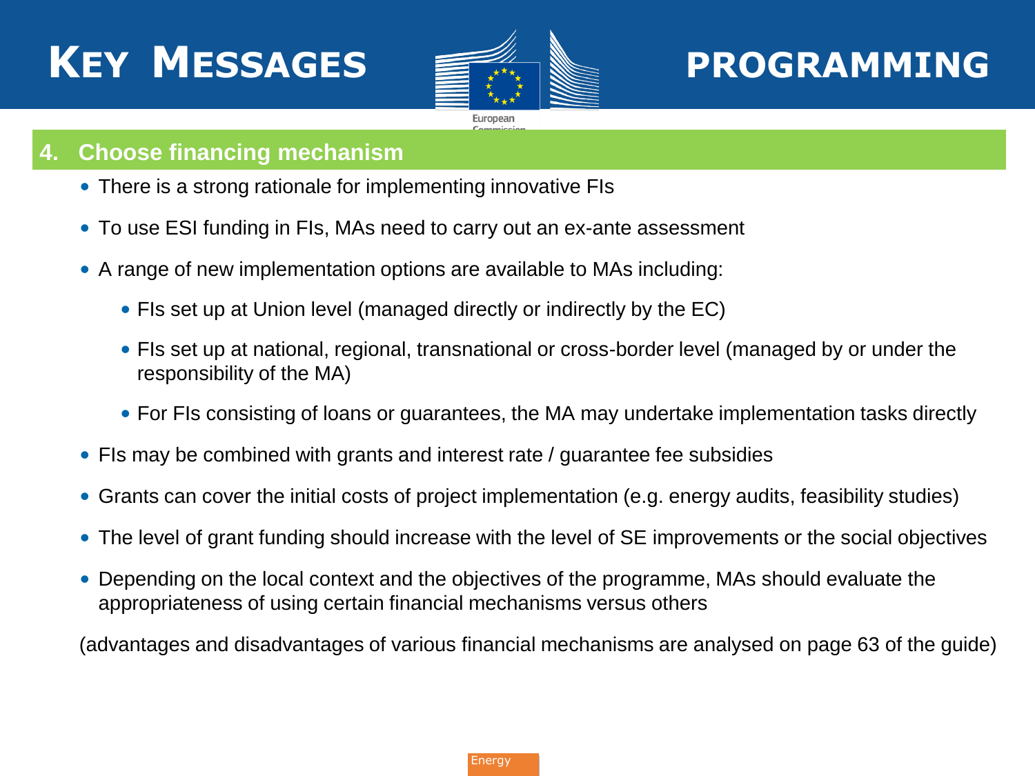# KEY MESSAGES — PROGRAMMING

## 4. Choose financing mechanism

- There is a strong rationale for implementing innovative FIs
- To use ESI funding in FIs, MAs need to carry out an ex-ante assessment
- A range of new implementation options are available to MAs including:
  - FIs set up at Union level (managed directly or indirectly by the EC)
  - FIs set up at national, regional, transnational or cross-border level (managed by or under the responsibility of the MA)
  - For FIs consisting of loans or guarantees, the MA may undertake implementation tasks directly
- FIs may be combined with grants and interest rate / guarantee fee subsidies
- Grants can cover the initial costs of project implementation (e.g. energy audits, feasibility studies)
- The level of grant funding should increase with the level of SE improvements or the social objectives
- Depending on the local context and the objectives of the programme, MAs should evaluate the appropriateness of using certain financial mechanisms versus others

(advantages and disadvantages of various financial mechanisms are analysed on page 63 of the guide)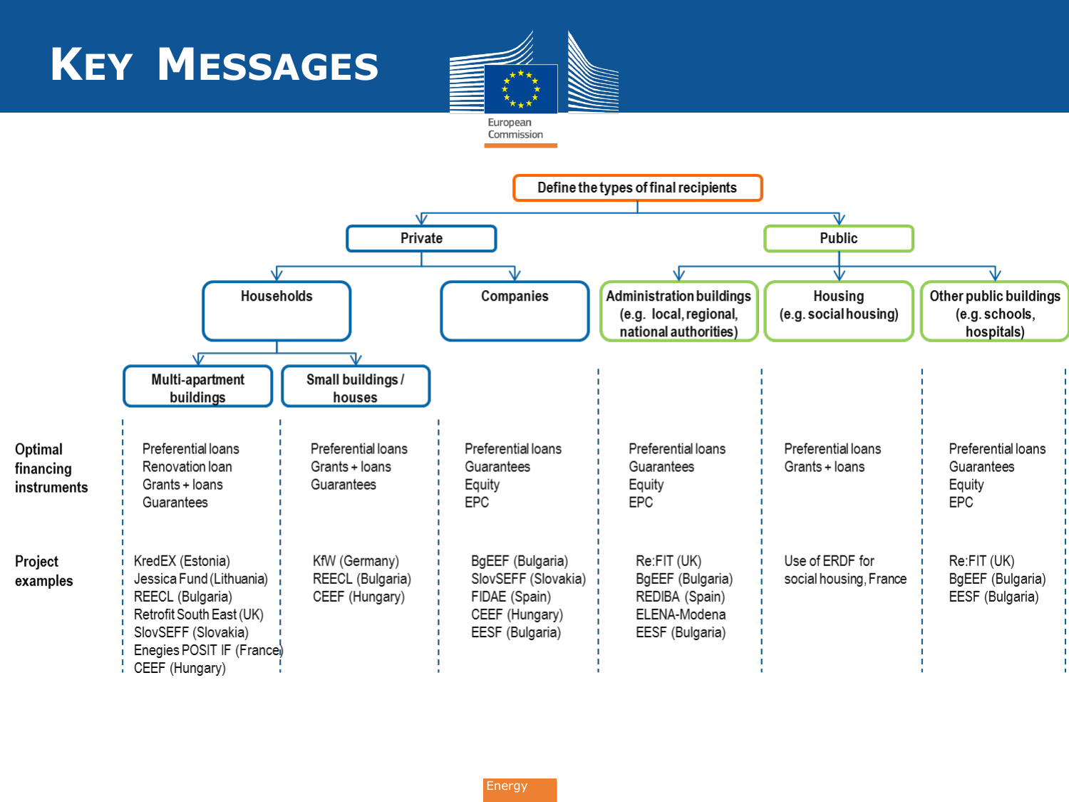# Key Messages

**Define the types of final recipients**

- **Private**
  - **Households**
    - **Multi-apartment buildings**
    - **Small buildings / houses**
  - **Companies**
- **Public**
  - **Administration buildings (e.g. local, regional, national authorities)**
  - **Housing (e.g. social housing)**
  - **Other public buildings (e.g. schools, hospitals)**

| | Multi-apartment buildings | Small buildings / houses | Companies | Administration buildings (e.g. local, regional, national authorities) | Housing (e.g. social housing) | Other public buildings (e.g. schools, hospitals) |
|---|---|---|---|---|---|---|
| **Optimal financing instruments** | Preferential loans<br>Renovation loan<br>Grants + loans<br>Guarantees | Preferential loans<br>Grants + loans<br>Guarantees | Preferential loans<br>Guarantees<br>Equity<br>EPC | Preferential loans<br>Guarantees<br>Equity<br>EPC | Preferential loans<br>Grants + loans | Preferential loans<br>Guarantees<br>Equity<br>EPC |
| **Project examples** | KredEX (Estonia)<br>Jessica Fund (Lithuania)<br>REECL (Bulgaria)<br>Retrofit South East (UK)<br>SlovSEFF (Slovakia)<br>Enegies POSIT IF (France)<br>CEEF (Hungary) | KfW (Germany)<br>REECL (Bulgaria)<br>CEEF (Hungary) | BgEEF (Bulgaria)<br>SlovSEFF (Slovakia)<br>FIDAE (Spain)<br>CEEF (Hungary)<br>EESF (Bulgaria) | Re:FIT (UK)<br>BgEEF (Bulgaria)<br>REDIBA (Spain)<br>ELENA-Modena<br>EESF (Bulgaria) | Use of ERDF for social housing, France | Re:FIT (UK)<br>BgEEF (Bulgaria)<br>EESF (Bulgaria) |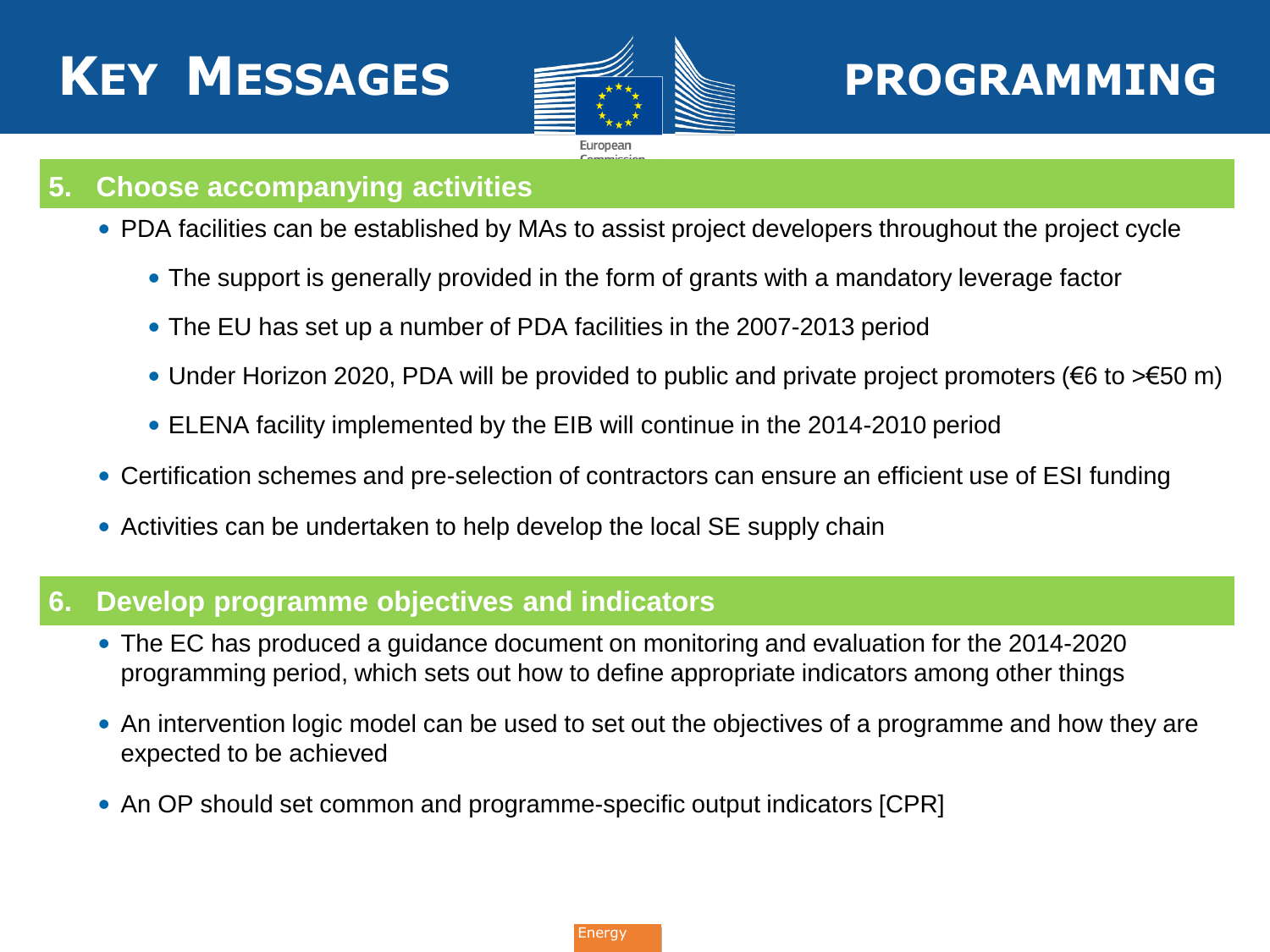# KEY MESSAGES — PROGRAMMING

## 5. Choose accompanying activities

- PDA facilities can be established by MAs to assist project developers throughout the project cycle
  - The support is generally provided in the form of grants with a mandatory leverage factor
  - The EU has set up a number of PDA facilities in the 2007-2013 period
  - Under Horizon 2020, PDA will be provided to public and private project promoters (€6 to >€50 m)
  - ELENA facility implemented by the EIB will continue in the 2014-2010 period
- Certification schemes and pre-selection of contractors can ensure an efficient use of ESI funding
- Activities can be undertaken to help develop the local SE supply chain

## 6. Develop programme objectives and indicators

- The EC has produced a guidance document on monitoring and evaluation for the 2014-2020 programming period, which sets out how to define appropriate indicators among other things
- An intervention logic model can be used to set out the objectives of a programme and how they are expected to be achieved
- An OP should set common and programme-specific output indicators [CPR]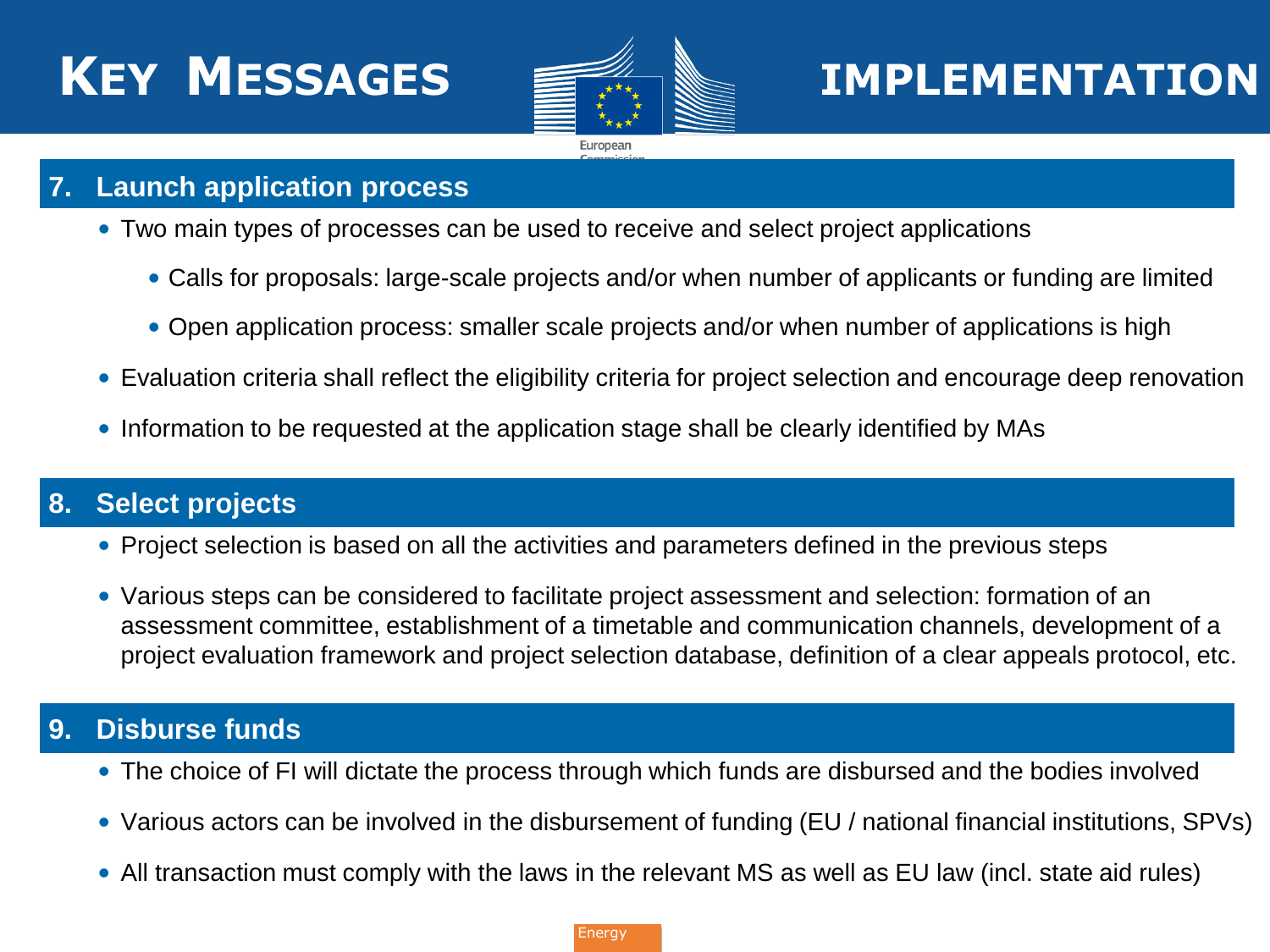# KEY MESSAGES — IMPLEMENTATION

## 7. Launch application process

- Two main types of processes can be used to receive and select project applications
  - Calls for proposals: large-scale projects and/or when number of applicants or funding are limited
  - Open application process: smaller scale projects and/or when number of applications is high
- Evaluation criteria shall reflect the eligibility criteria for project selection and encourage deep renovation
- Information to be requested at the application stage shall be clearly identified by MAs

## 8. Select projects

- Project selection is based on all the activities and parameters defined in the previous steps
- Various steps can be considered to facilitate project assessment and selection: formation of an assessment committee, establishment of a timetable and communication channels, development of a project evaluation framework and project selection database, definition of a clear appeals protocol, etc.

## 9. Disburse funds

- The choice of FI will dictate the process through which funds are disbursed and the bodies involved
- Various actors can be involved in the disbursement of funding (EU / national financial institutions, SPVs)
- All transaction must comply with the laws in the relevant MS as well as EU law (incl. state aid rules)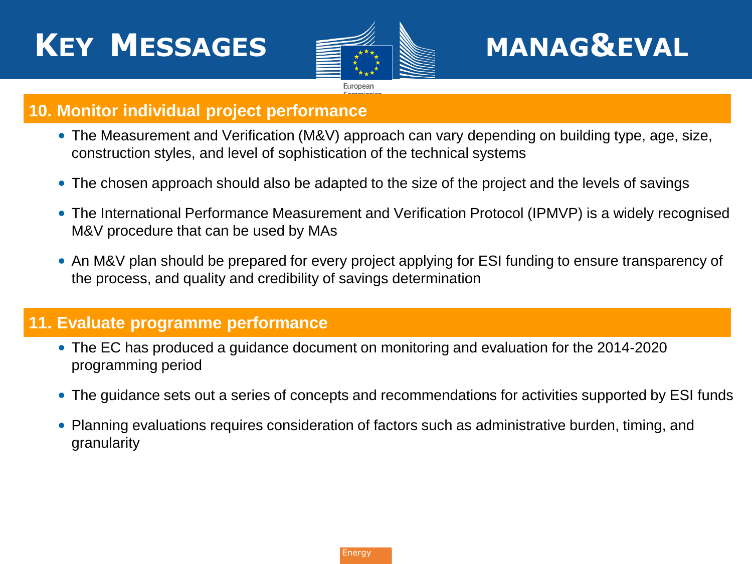# Key Messages

# MANAG&EVAL

## 10. Monitor individual project performance

- The Measurement and Verification (M&V) approach can vary depending on building type, age, size, construction styles, and level of sophistication of the technical systems
- The chosen approach should also be adapted to the size of the project and the levels of savings
- The International Performance Measurement and Verification Protocol (IPMVP) is a widely recognised M&V procedure that can be used by MAs
- An M&V plan should be prepared for every project applying for ESI funding to ensure transparency of the process, and quality and credibility of savings determination

## 11. Evaluate programme performance

- The EC has produced a guidance document on monitoring and evaluation for the 2014-2020 programming period
- The guidance sets out a series of concepts and recommendations for activities supported by ESI funds
- Planning evaluations requires consideration of factors such as administrative burden, timing, and granularity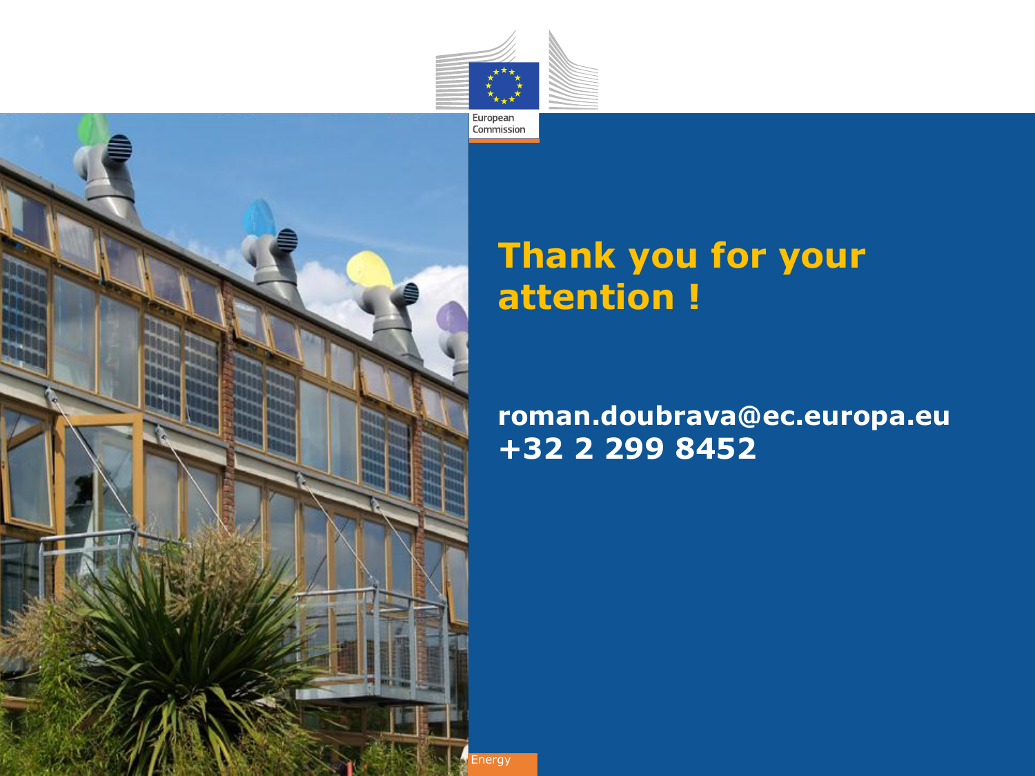# Thank you for your attention !

**roman.doubrava@ec.europa.eu**
**+32 2 299 8452**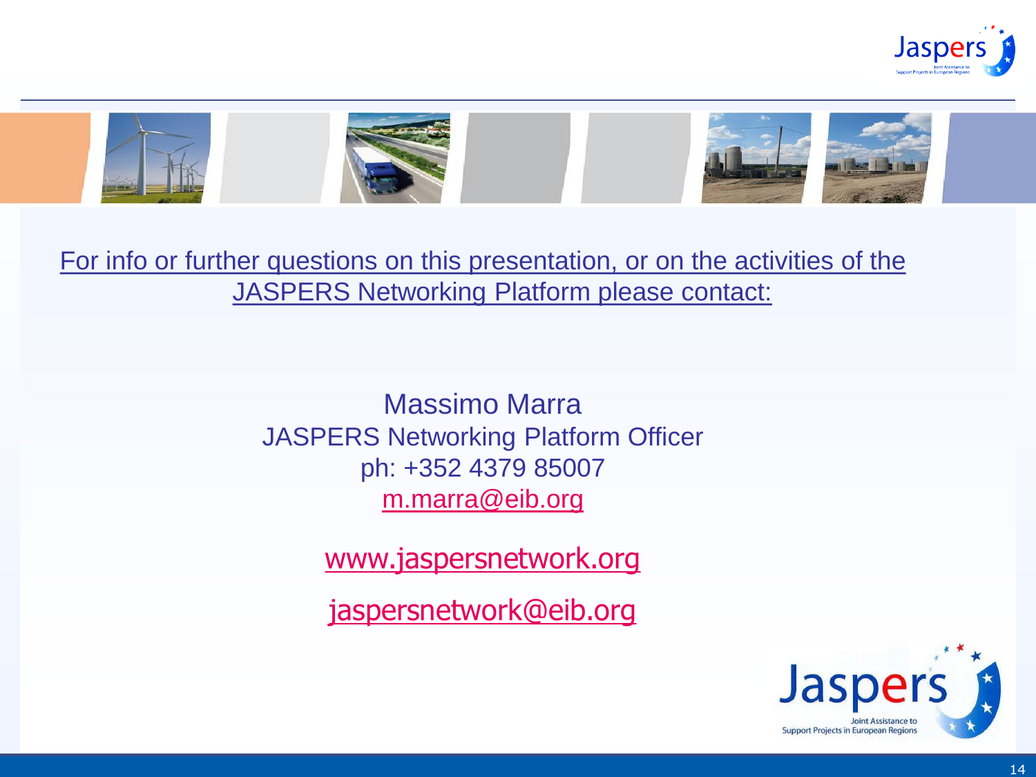For info or further questions on this presentation, or on the activities of the JASPERS Networking Platform please contact:

Massimo Marra
JASPERS Networking Platform Officer
ph: +352 4379 85007
m.marra@eib.org

www.jaspersnetwork.org

jaspersnetwork@eib.org